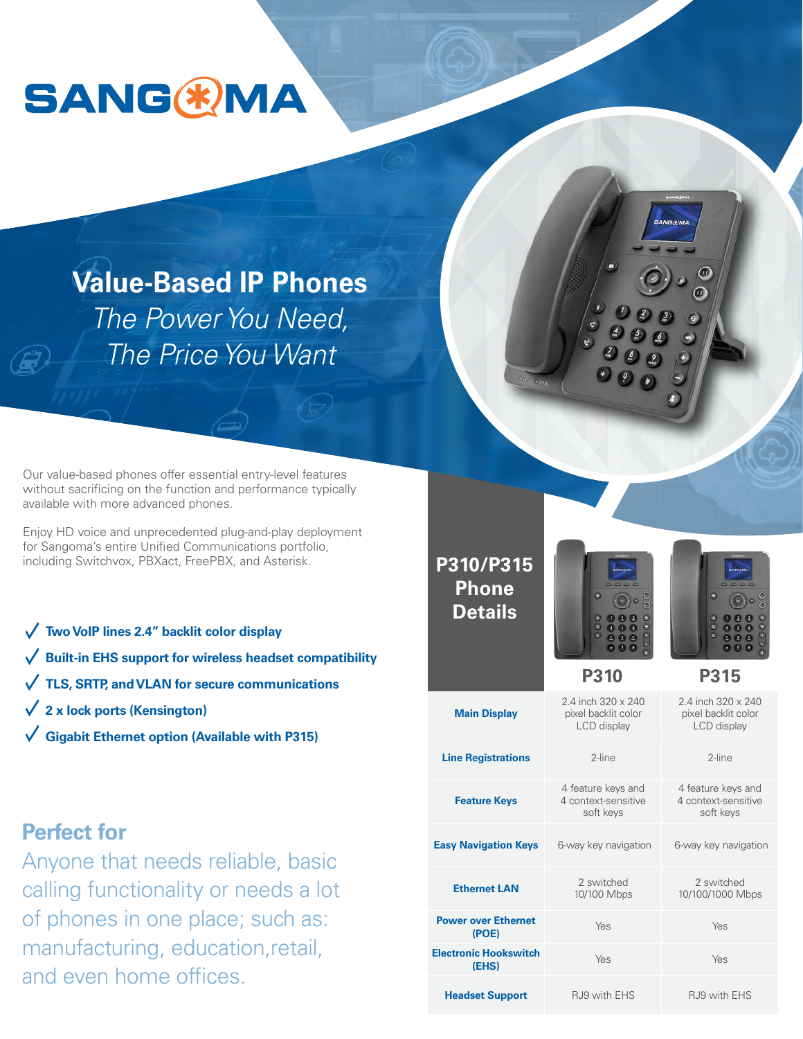# SANGOMA

## Value-Based IP Phones

*The Power You Need,*
*The Price You Want*

Our value-based phones offer essential entry-level features without sacrificing on the function and performance typically available with more advanced phones.

Enjoy HD voice and unprecedented plug-and-play deployment for Sangoma's entire Unified Communications portfolio, including Switchvox, PBXact, FreePBX, and Asterisk.

- **Two VoIP lines 2.4" backlit color display**
- **Built-in EHS support for wireless headset compatibility**
- **TLS, SRTP, and VLAN for secure communications**
- **2 x lock ports (Kensington)**
- **Gigabit Ethernet option (Available with P315)**

## Perfect for

Anyone that needs reliable, basic calling functionality or needs a lot of phones in one place; such as: manufacturing, education, retail, and even home offices.

## P310/P315 Phone Details

| | P310 | P315 |
|---|---|---|
| **Main Display** | 2.4 inch 320 x 240 pixel backlit color LCD display | 2.4 inch 320 x 240 pixel backlit color LCD display |
| **Line Registrations** | 2-line | 2-line |
| **Feature Keys** | 4 feature keys and 4 context-sensitive soft keys | 4 feature keys and 4 context-sensitive soft keys |
| **Easy Navigation Keys** | 6-way key navigation | 6-way key navigation |
| **Ethernet LAN** | 2 switched 10/100 Mbps | 2 switched 10/100/1000 Mbps |
| **Power over Ethernet (POE)** | Yes | Yes |
| **Electronic Hookswitch (EHS)** | Yes | Yes |
| **Headset Support** | RJ9 with EHS | RJ9 with EHS |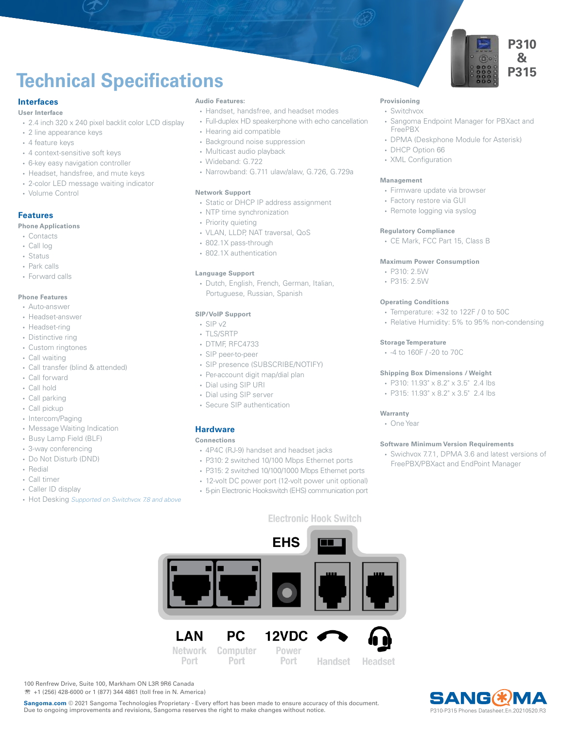# Technical Specifications

**P310 & P315**

## Interfaces

### User Interface

- 2.4 inch 320 x 240 pixel backlit color LCD display
- 2 line appearance keys
- 4 feature keys
- 4 context-sensitive soft keys
- 6-key easy navigation controller
- Headset, handsfree, and mute keys
- 2-color LED message waiting indicator
- Volume Control

## Features

### Phone Applications

- Contacts
- Call log
- Status
- Park calls
- Forward calls

### Phone Features

- Auto-answer
- Headset-answer
- Headset-ring
- Distinctive ring
- Custom ringtones
- Call waiting
- Call transfer (blind & attended)
- Call forward
- Call hold
- Call parking
- Call pickup
- Intercom/Paging
- Message Waiting Indication
- Busy Lamp Field (BLF)
- 3-way conferencing
- Do Not Disturb (DND)
- Redial
- Call timer
- Caller ID display
- Hot Desking *Supported on Switchvox 7.8 and above*

### Audio Features:

- Handset, handsfree, and headset modes
- Full-duplex HD speakerphone with echo cancellation
- Hearing aid compatible
- Background noise suppression
- Multicast audio playback
- Wideband: G.722
- Narrowband: G.711 ulaw/alaw, G.726, G.729a

### Network Support

- Static or DHCP IP address assignment
- NTP time synchronization
- Priority quieting
- VLAN, LLDP, NAT traversal, QoS
- 802.1X pass-through
- 802.1X authentication

### Language Support

- Dutch, English, French, German, Italian, Portuguese, Russian, Spanish

### SIP/VoIP Support

- SIP v2
- TLS/SRTP
- DTMF, RFC4733
- SIP peer-to-peer
- SIP presence (SUBSCRIBE/NOTIFY)
- Per-account digit map/dial plan
- Dial using SIP URI
- Dial using SIP server
- Secure SIP authentication

## Hardware

### Connections

- 4P4C (RJ-9) handset and headset jacks
- P310: 2 switched 10/100 Mbps Ethernet ports
- P315: 2 switched 10/100/1000 Mbps Ethernet ports
- 12-volt DC power port (12-volt power unit optional)
- 5-pin Electronic Hookswitch (EHS) communication port

### Provisioning

- Switchvox
- Sangoma Endpoint Manager for PBXact and FreePBX
- DPMA (Deskphone Module for Asterisk)
- DHCP Option 66
- XML Configuration

### Management

- Firmware update via browser
- Factory restore via GUI
- Remote logging via syslog

### Regulatory Compliance

- CE Mark, FCC Part 15, Class B

### Maximum Power Consumption

- P310: 2.5W
- P315: 2.5W

### Operating Conditions

- Temperature: +32 to 122F / 0 to 50C
- Relative Humidity: 5% to 95% non-condensing

### Storage Temperature

- -4 to 160F / -20 to 70C

### Shipping Box Dimensions / Weight

- P310: 11.93" x 8.2" x 3.5" 2.4 lbs
- P315: 11.93" x 8.2" x 3.5" 2.4 lbs

### Warranty

- One Year

### Software Minimum Version Requirements

- Switchvox 7.7.1, DPMA 3.6 and latest versions of FreePBX/PBXact and EndPoint Manager

Electronic Hook Switch

EHS

LAN
Network Port

PC
Computer Port

12VDC
Power Port

Handset

Headset

100 Renfrew Drive, Suite 100, Markham ON L3R 9R6 Canada
☏ +1 (256) 428-6000 or 1 (877) 344 4861 (toll free in N. America)

**Sangoma.com** © 2021 Sangoma Technologies Proprietary - Every effort has been made to ensure accuracy of this document. Due to ongoing improvements and revisions, Sangoma reserves the right to make changes without notice.

SANGOMA

P310-P315 Phones Datasheet.En.20210520.R3